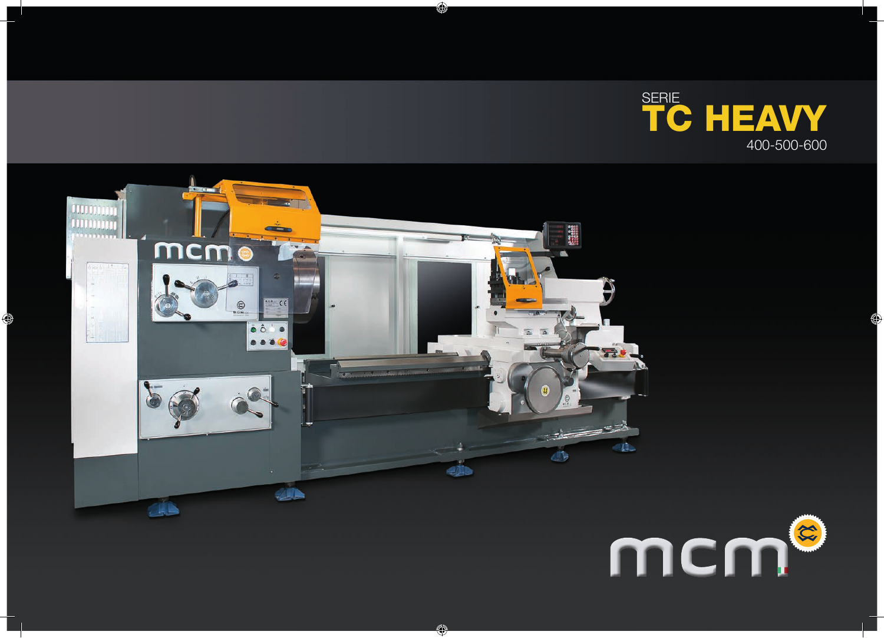SERIE

# TC HEAVY

400-500-600

mcm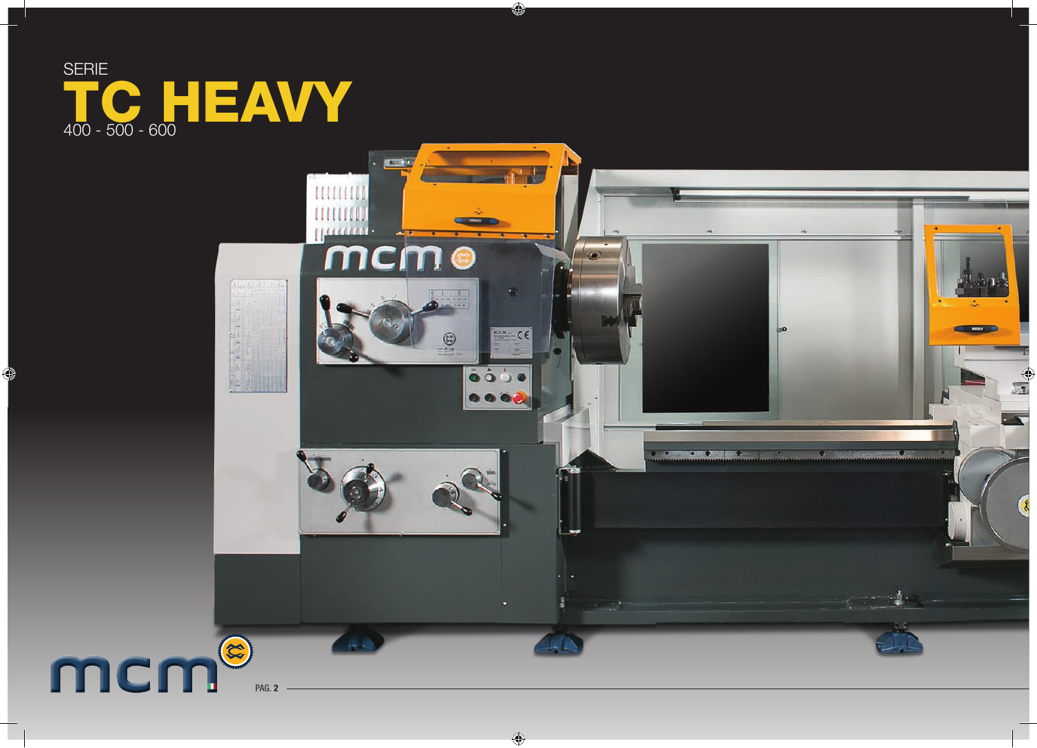SERIE

# TC HEAVY

400 - 500 - 600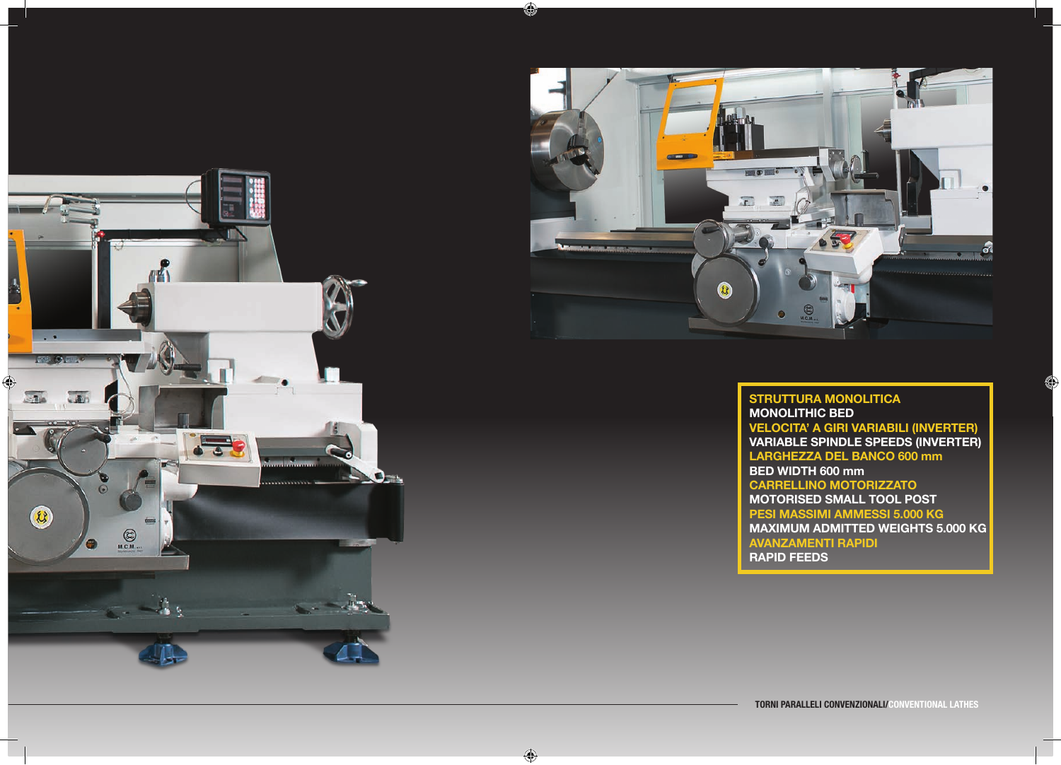**STRUTTURA MONOLITICA**
**MONOLITHIC BED**
**VELOCITA' A GIRI VARIABILI (INVERTER)**
**VARIABLE SPINDLE SPEEDS (INVERTER)**
**LARGHEZZA DEL BANCO 600 mm**
**BED WIDTH 600 mm**
**CARRELLINO MOTORIZZATO**
**MOTORISED SMALL TOOL POST**
**PESI MASSIMI AMMESSI 5.000 KG**
**MAXIMUM ADMITTED WEIGHTS 5.000 KG**
**AVANZAMENTI RAPIDI**
**RAPID FEEDS**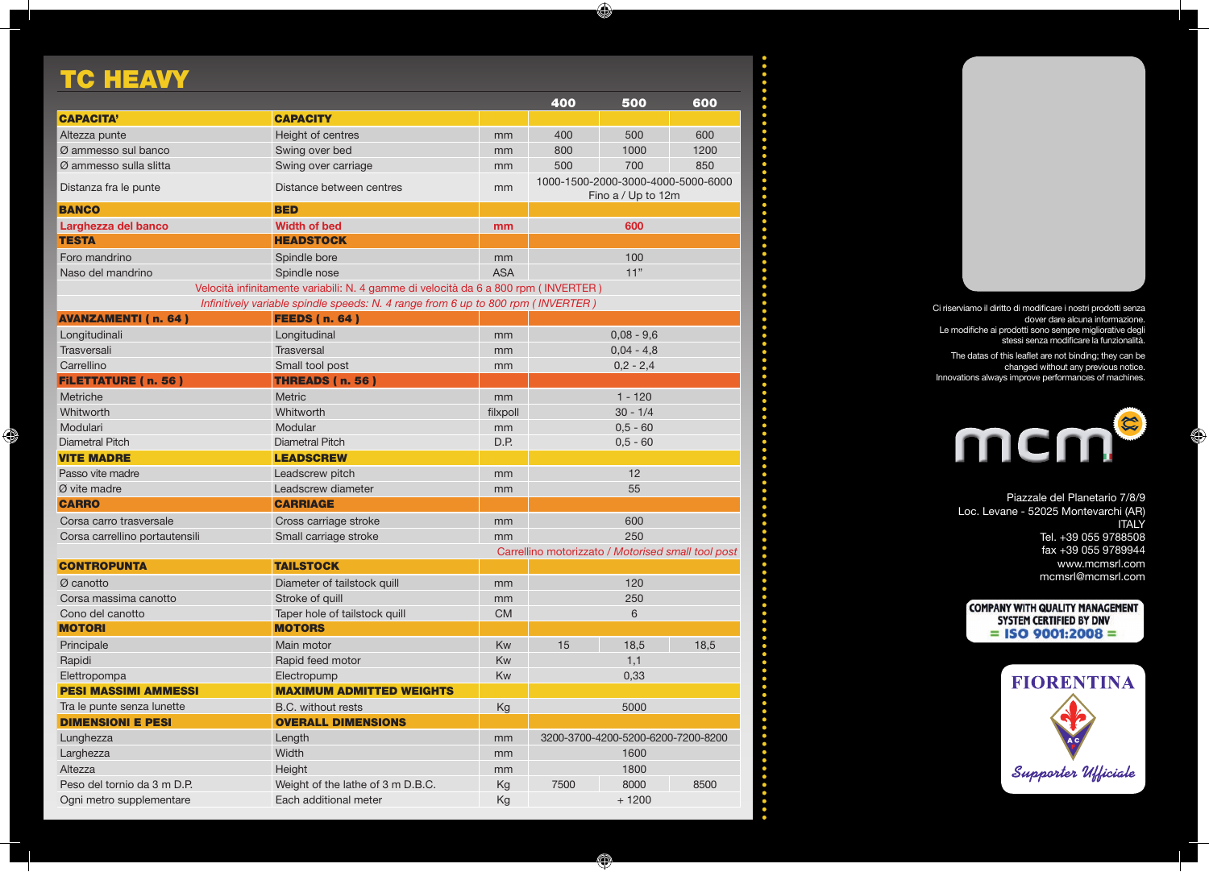# TC HEAVY

| | | | 400 | 500 | 600 |
|---|---|---|---|---|---|
| **CAPACITA'** | **CAPACITY** | | | | |
| Altezza punte | Height of centres | mm | 400 | 500 | 600 |
| Ø ammesso sul banco | Swing over bed | mm | 800 | 1000 | 1200 |
| Ø ammesso sulla slitta | Swing over carriage | mm | 500 | 700 | 850 |
| Distanza fra le punte | Distance between centres | mm | 1000-1500-2000-3000-4000-5000-6000 Fino a / Up to 12m | | |
| **BANCO** | **BED** | | | | |
| Larghezza del banco | Width of bed | mm | 600 | | |
| **TESTA** | **HEADSTOCK** | | | | |
| Foro mandrino | Spindle bore | mm | 100 | | |
| Naso del mandrino | Spindle nose | ASA | 11” | | |
| Velocità infinitamente variabili: N. 4 gamme di velocità da 6 a 800 rpm ( INVERTER ) | | | | | |
| *Infinitively variable spindle speeds: N. 4 range from 6 up to 800 rpm ( INVERTER )* | | | | | |
| **AVANZAMENTI ( n. 64 )** | **FEEDS ( n. 64 )** | | | | |
| Longitudinali | Longitudinal | mm | 0,08 - 9,6 | | |
| Trasversali | Trasversal | mm | 0,04 - 4,8 | | |
| Carrellino | Small tool post | mm | 0,2 - 2,4 | | |
| **FILETTATURE ( n. 56 )** | **THREADS ( n. 56 )** | | | | |
| Metriche | Metric | mm | 1 - 120 | | |
| Whitworth | Whitworth | filxpoll | 30 - 1/4 | | |
| Modulari | Modular | mm | 0,5 - 60 | | |
| Diametral Pitch | Diametral Pitch | D.P. | 0,5 - 60 | | |
| **VITE MADRE** | **LEADSCREW** | | | | |
| Passo vite madre | Leadscrew pitch | mm | 12 | | |
| Ø vite madre | Leadscrew diameter | mm | 55 | | |
| **CARRO** | **CARRIAGE** | | | | |
| Corsa carro trasversale | Cross carriage stroke | mm | 600 | | |
| Corsa carrellino portautensili | Small carriage stroke | mm | 250 | | |
| | | | Carrellino motorizzato / *Motorised small tool post* | | |
| **CONTROPUNTA** | **TAILSTOCK** | | | | |
| Ø canotto | Diameter of tailstock quill | mm | 120 | | |
| Corsa massima canotto | Stroke of quill | mm | 250 | | |
| Cono del canotto | Taper hole of tailstock quill | CM | 6 | | |
| **MOTORI** | **MOTORS** | | | | |
| Principale | Main motor | Kw | 15 | 18,5 | 18,5 |
| Rapidi | Rapid feed motor | Kw | 1,1 | | |
| Elettropompa | Electropump | Kw | 0,33 | | |
| **PESI MASSIMI AMMESSI** | **MAXIMUM ADMITTED WEIGHTS** | | | | |
| Tra le punte senza lunette | B.C. without rests | Kg | 5000 | | |
| **DIMENSIONI E PESI** | **OVERALL DIMENSIONS** | | | | |
| Lunghezza | Length | mm | 3200-3700-4200-5200-6200-7200-8200 | | |
| Larghezza | Width | mm | 1600 | | |
| Altezza | Height | mm | 1800 | | |
| Peso del tornio da 3 m D.P. | Weight of the lathe of 3 m D.B.C. | Kg | 7500 | 8000 | 8500 |
| Ogni metro supplementare | Each additional meter | Kg | + 1200 | | |

Ci riserviamo il diritto di modificare i nostri prodotti senza dover dare alcuna informazione.
Le modifiche ai prodotti sono sempre migliorative degli stessi senza modificare la funzionalità.

The datas of this leaflet are not binding; they can be changed without any previous notice.
Innovations always improve performances of machines.

mcm

Piazzale del Planetario 7/8/9
Loc. Levane - 52025 Montevarchi (AR)
ITALY
Tel. +39 055 9788508
fax +39 055 9789944
www.mcmsrl.com
mcmsrl@mcmsrl.com

COMPANY WITH QUALITY MANAGEMENT SYSTEM CERTIFIED BY DNV
= ISO 9001:2008 =

FIORENTINA
Supporter Ufficiale